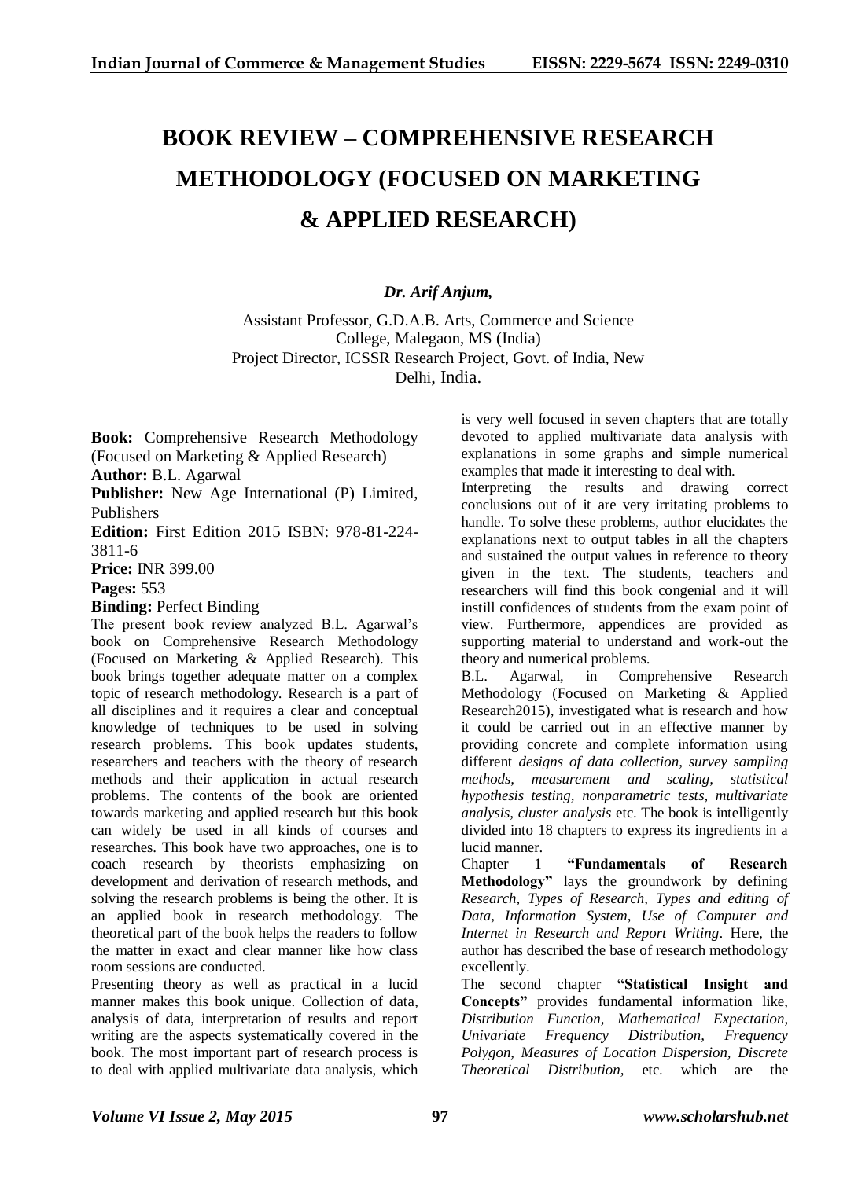# BOOK REVIEW – COMPREHENSIVE RESEARCH METHODOLOGY (FOCUSED ON MARKETING & APPLIED RESEARCH)

***Dr. Arif Anjum,***

Assistant Professor, G.D.A.B. Arts, Commerce and Science College, Malegaon, MS (India)
Project Director, ICSSR Research Project, Govt. of India, New Delhi, India.

**Book:** Comprehensive Research Methodology (Focused on Marketing & Applied Research)
**Author:** B.L. Agarwal
**Publisher:** New Age International (P) Limited, Publishers
**Edition:** First Edition 2015 ISBN: 978-81-224-3811-6
**Price:** INR 399.00
**Pages:** 553
**Binding:** Perfect Binding

The present book review analyzed B.L. Agarwal's book on Comprehensive Research Methodology (Focused on Marketing & Applied Research). This book brings together adequate matter on a complex topic of research methodology. Research is a part of all disciplines and it requires a clear and conceptual knowledge of techniques to be used in solving research problems. This book updates students, researchers and teachers with the theory of research methods and their application in actual research problems. The contents of the book are oriented towards marketing and applied research but this book can widely be used in all kinds of courses and researches. This book have two approaches, one is to coach research by theorists emphasizing on development and derivation of research methods, and solving the research problems is being the other. It is an applied book in research methodology. The theoretical part of the book helps the readers to follow the matter in exact and clear manner like how class room sessions are conducted.

Presenting theory as well as practical in a lucid manner makes this book unique. Collection of data, analysis of data, interpretation of results and report writing are the aspects systematically covered in the book. The most important part of research process is to deal with applied multivariate data analysis, which is very well focused in seven chapters that are totally devoted to applied multivariate data analysis with explanations in some graphs and simple numerical examples that made it interesting to deal with.

Interpreting the results and drawing correct conclusions out of it are very irritating problems to handle. To solve these problems, author elucidates the explanations next to output tables in all the chapters and sustained the output values in reference to theory given in the text. The students, teachers and researchers will find this book congenial and it will instill confidences of students from the exam point of view. Furthermore, appendices are provided as supporting material to understand and work-out the theory and numerical problems.

B.L. Agarwal, in Comprehensive Research Methodology (Focused on Marketing & Applied Research2015), investigated what is research and how it could be carried out in an effective manner by providing concrete and complete information using different *designs of data collection, survey sampling methods, measurement and scaling, statistical hypothesis testing, nonparametric tests, multivariate analysis, cluster analysis* etc. The book is intelligently divided into 18 chapters to express its ingredients in a lucid manner.

Chapter 1 **"Fundamentals of Research Methodology"** lays the groundwork by defining *Research, Types of Research, Types and editing of Data, Information System, Use of Computer and Internet in Research and Report Writing*. Here, the author has described the base of research methodology excellently.

The second chapter **"Statistical Insight and Concepts"** provides fundamental information like, *Distribution Function, Mathematical Expectation, Univariate Frequency Distribution, Frequency Polygon, Measures of Location Dispersion, Discrete Theoretical Distribution,* etc. which are the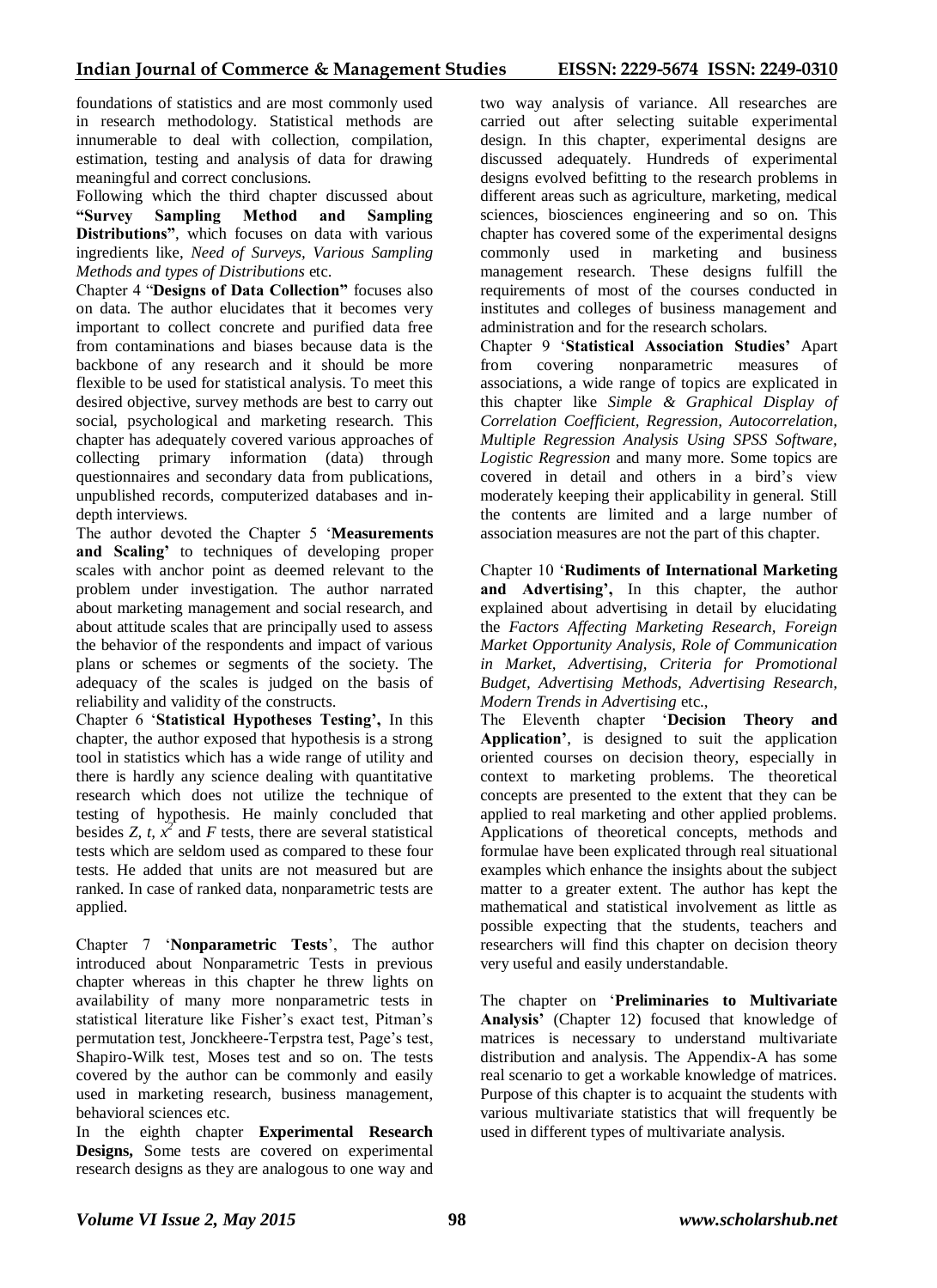foundations of statistics and are most commonly used in research methodology. Statistical methods are innumerable to deal with collection, compilation, estimation, testing and analysis of data for drawing meaningful and correct conclusions.

Following which the third chapter discussed about **"Survey Sampling Method and Sampling Distributions"**, which focuses on data with various ingredients like, *Need of Surveys, Various Sampling Methods and types of Distributions* etc.

Chapter 4 "**Designs of Data Collection"** focuses also on data. The author elucidates that it becomes very important to collect concrete and purified data free from contaminations and biases because data is the backbone of any research and it should be more flexible to be used for statistical analysis. To meet this desired objective, survey methods are best to carry out social, psychological and marketing research. This chapter has adequately covered various approaches of collecting primary information (data) through questionnaires and secondary data from publications, unpublished records, computerized databases and in-depth interviews.

The author devoted the Chapter 5 '**Measurements and Scaling'** to techniques of developing proper scales with anchor point as deemed relevant to the problem under investigation. The author narrated about marketing management and social research, and about attitude scales that are principally used to assess the behavior of the respondents and impact of various plans or schemes or segments of the society. The adequacy of the scales is judged on the basis of reliability and validity of the constructs.

Chapter 6 '**Statistical Hypotheses Testing',** In this chapter, the author exposed that hypothesis is a strong tool in statistics which has a wide range of utility and there is hardly any science dealing with quantitative research which does not utilize the technique of testing of hypothesis. He mainly concluded that besides $Z$, $t$, $x^2$ and $F$ tests, there are several statistical tests which are seldom used as compared to these four tests. He added that units are not measured but are ranked. In case of ranked data, nonparametric tests are applied.

Chapter 7 '**Nonparametric Tests**', The author introduced about Nonparametric Tests in previous chapter whereas in this chapter he threw lights on availability of many more nonparametric tests in statistical literature like Fisher's exact test, Pitman's permutation test, Jonckheere-Terpstra test, Page's test, Shapiro-Wilk test, Moses test and so on. The tests covered by the author can be commonly and easily used in marketing research, business management, behavioral sciences etc.

In the eighth chapter **Experimental Research Designs,** Some tests are covered on experimental research designs as they are analogous to one way and two way analysis of variance. All researches are carried out after selecting suitable experimental design. In this chapter, experimental designs are discussed adequately. Hundreds of experimental designs evolved befitting to the research problems in different areas such as agriculture, marketing, medical sciences, biosciences engineering and so on. This chapter has covered some of the experimental designs commonly used in marketing and business management research. These designs fulfill the requirements of most of the courses conducted in institutes and colleges of business management and administration and for the research scholars.

Chapter 9 '**Statistical Association Studies'** Apart from covering nonparametric measures of associations, a wide range of topics are explicated in this chapter like *Simple & Graphical Display of Correlation Coefficient, Regression, Autocorrelation, Multiple Regression Analysis Using SPSS Software, Logistic Regression* and many more. Some topics are covered in detail and others in a bird's view moderately keeping their applicability in general. Still the contents are limited and a large number of association measures are not the part of this chapter.

Chapter 10 '**Rudiments of International Marketing and Advertising',** In this chapter, the author explained about advertising in detail by elucidating the *Factors Affecting Marketing Research, Foreign Market Opportunity Analysis, Role of Communication in Market, Advertising, Criteria for Promotional Budget, Advertising Methods, Advertising Research, Modern Trends in Advertising* etc.,

The Eleventh chapter '**Decision Theory and Application'**, is designed to suit the application oriented courses on decision theory, especially in context to marketing problems. The theoretical concepts are presented to the extent that they can be applied to real marketing and other applied problems. Applications of theoretical concepts, methods and formulae have been explicated through real situational examples which enhance the insights about the subject matter to a greater extent. The author has kept the mathematical and statistical involvement as little as possible expecting that the students, teachers and researchers will find this chapter on decision theory very useful and easily understandable.

The chapter on '**Preliminaries to Multivariate Analysis'** (Chapter 12) focused that knowledge of matrices is necessary to understand multivariate distribution and analysis. The Appendix-A has some real scenario to get a workable knowledge of matrices. Purpose of this chapter is to acquaint the students with various multivariate statistics that will frequently be used in different types of multivariate analysis.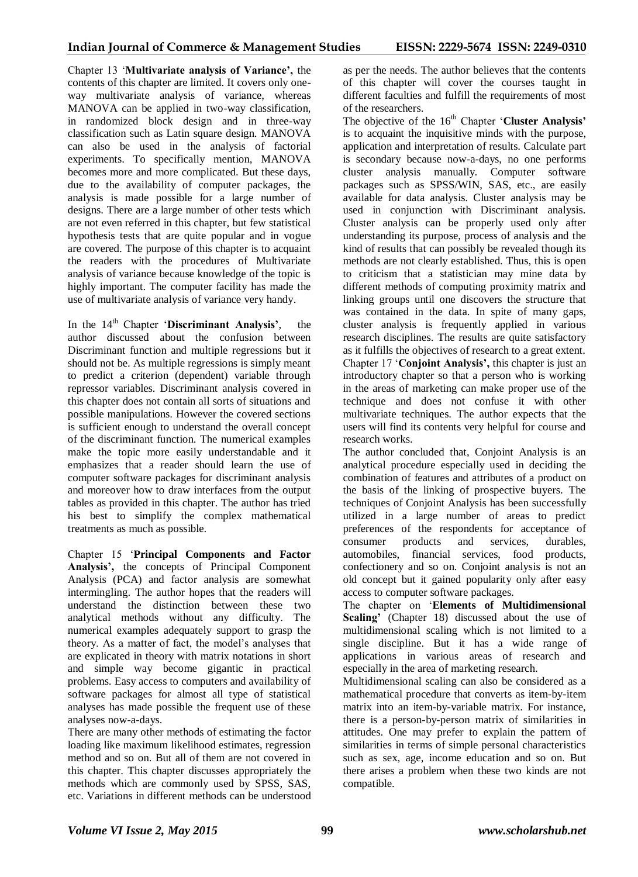Chapter 13 '**Multivariate analysis of Variance',** the contents of this chapter are limited. It covers only one-way multivariate analysis of variance, whereas MANOVA can be applied in two-way classification, in randomized block design and in three-way classification such as Latin square design. MANOVA can also be used in the analysis of factorial experiments. To specifically mention, MANOVA becomes more and more complicated. But these days, due to the availability of computer packages, the analysis is made possible for a large number of designs. There are a large number of other tests which are not even referred in this chapter, but few statistical hypothesis tests that are quite popular and in vogue are covered. The purpose of this chapter is to acquaint the readers with the procedures of Multivariate analysis of variance because knowledge of the topic is highly important. The computer facility has made the use of multivariate analysis of variance very handy.

In the 14th Chapter '**Discriminant Analysis'**, the author discussed about the confusion between Discriminant function and multiple regressions but it should not be. As multiple regressions is simply meant to predict a criterion (dependent) variable through repressor variables. Discriminant analysis covered in this chapter does not contain all sorts of situations and possible manipulations. However the covered sections is sufficient enough to understand the overall concept of the discriminant function. The numerical examples make the topic more easily understandable and it emphasizes that a reader should learn the use of computer software packages for discriminant analysis and moreover how to draw interfaces from the output tables as provided in this chapter. The author has tried his best to simplify the complex mathematical treatments as much as possible.

Chapter 15 '**Principal Components and Factor Analysis',** the concepts of Principal Component Analysis (PCA) and factor analysis are somewhat intermingling. The author hopes that the readers will understand the distinction between these two analytical methods without any difficulty. The numerical examples adequately support to grasp the theory. As a matter of fact, the model's analyses that are explicated in theory with matrix notations in short and simple way become gigantic in practical problems. Easy access to computers and availability of software packages for almost all type of statistical analyses has made possible the frequent use of these analyses now-a-days.

There are many other methods of estimating the factor loading like maximum likelihood estimates, regression method and so on. But all of them are not covered in this chapter. This chapter discusses appropriately the methods which are commonly used by SPSS, SAS, etc. Variations in different methods can be understood as per the needs. The author believes that the contents of this chapter will cover the courses taught in different faculties and fulfill the requirements of most of the researchers.

The objective of the 16th Chapter '**Cluster Analysis'** is to acquaint the inquisitive minds with the purpose, application and interpretation of results. Calculate part is secondary because now-a-days, no one performs cluster analysis manually. Computer software packages such as SPSS/WIN, SAS, etc., are easily available for data analysis. Cluster analysis may be used in conjunction with Discriminant analysis. Cluster analysis can be properly used only after understanding its purpose, process of analysis and the kind of results that can possibly be revealed though its methods are not clearly established. Thus, this is open to criticism that a statistician may mine data by different methods of computing proximity matrix and linking groups until one discovers the structure that was contained in the data. In spite of many gaps, cluster analysis is frequently applied in various research disciplines. The results are quite satisfactory as it fulfills the objectives of research to a great extent.

Chapter 17 '**Conjoint Analysis',** this chapter is just an introductory chapter so that a person who is working in the areas of marketing can make proper use of the technique and does not confuse it with other multivariate techniques. The author expects that the users will find its contents very helpful for course and research works.

The author concluded that, Conjoint Analysis is an analytical procedure especially used in deciding the combination of features and attributes of a product on the basis of the linking of prospective buyers. The techniques of Conjoint Analysis has been successfully utilized in a large number of areas to predict preferences of the respondents for acceptance of consumer products and services, durables, automobiles, financial services, food products, confectionery and so on. Conjoint analysis is not an old concept but it gained popularity only after easy access to computer software packages.

The chapter on '**Elements of Multidimensional Scaling'** (Chapter 18) discussed about the use of multidimensional scaling which is not limited to a single discipline. But it has a wide range of applications in various areas of research and especially in the area of marketing research.

Multidimensional scaling can also be considered as a mathematical procedure that converts as item-by-item matrix into an item-by-variable matrix. For instance, there is a person-by-person matrix of similarities in attitudes. One may prefer to explain the pattern of similarities in terms of simple personal characteristics such as sex, age, income education and so on. But there arises a problem when these two kinds are not compatible.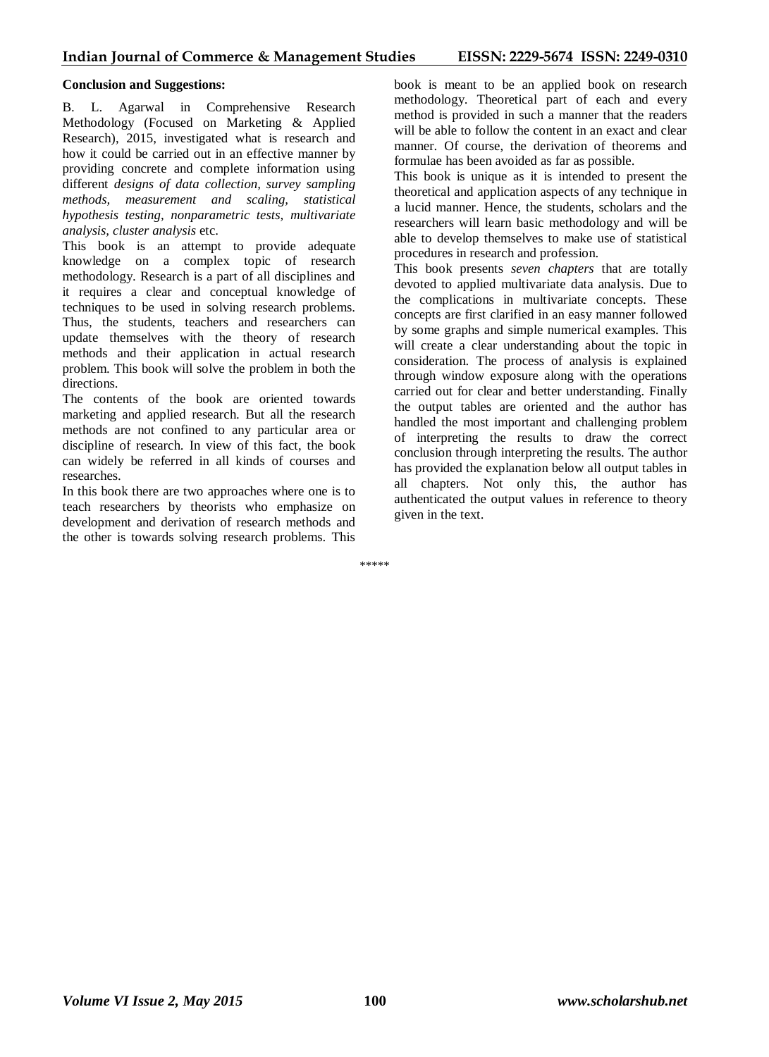**Conclusion and Suggestions:**

B. L. Agarwal in Comprehensive Research Methodology (Focused on Marketing & Applied Research), 2015, investigated what is research and how it could be carried out in an effective manner by providing concrete and complete information using different *designs of data collection, survey sampling methods, measurement and scaling, statistical hypothesis testing, nonparametric tests, multivariate analysis, cluster analysis* etc.

This book is an attempt to provide adequate knowledge on a complex topic of research methodology. Research is a part of all disciplines and it requires a clear and conceptual knowledge of techniques to be used in solving research problems. Thus, the students, teachers and researchers can update themselves with the theory of research methods and their application in actual research problem. This book will solve the problem in both the directions.

The contents of the book are oriented towards marketing and applied research. But all the research methods are not confined to any particular area or discipline of research. In view of this fact, the book can widely be referred in all kinds of courses and researches.

In this book there are two approaches where one is to teach researchers by theorists who emphasize on development and derivation of research methods and the other is towards solving research problems. This book is meant to be an applied book on research methodology. Theoretical part of each and every method is provided in such a manner that the readers will be able to follow the content in an exact and clear manner. Of course, the derivation of theorems and formulae has been avoided as far as possible.

This book is unique as it is intended to present the theoretical and application aspects of any technique in a lucid manner. Hence, the students, scholars and the researchers will learn basic methodology and will be able to develop themselves to make use of statistical procedures in research and profession.

This book presents *seven chapters* that are totally devoted to applied multivariate data analysis. Due to the complications in multivariate concepts. These concepts are first clarified in an easy manner followed by some graphs and simple numerical examples. This will create a clear understanding about the topic in consideration. The process of analysis is explained through window exposure along with the operations carried out for clear and better understanding. Finally the output tables are oriented and the author has handled the most important and challenging problem of interpreting the results to draw the correct conclusion through interpreting the results. The author has provided the explanation below all output tables in all chapters. Not only this, the author has authenticated the output values in reference to theory given in the text.

*****